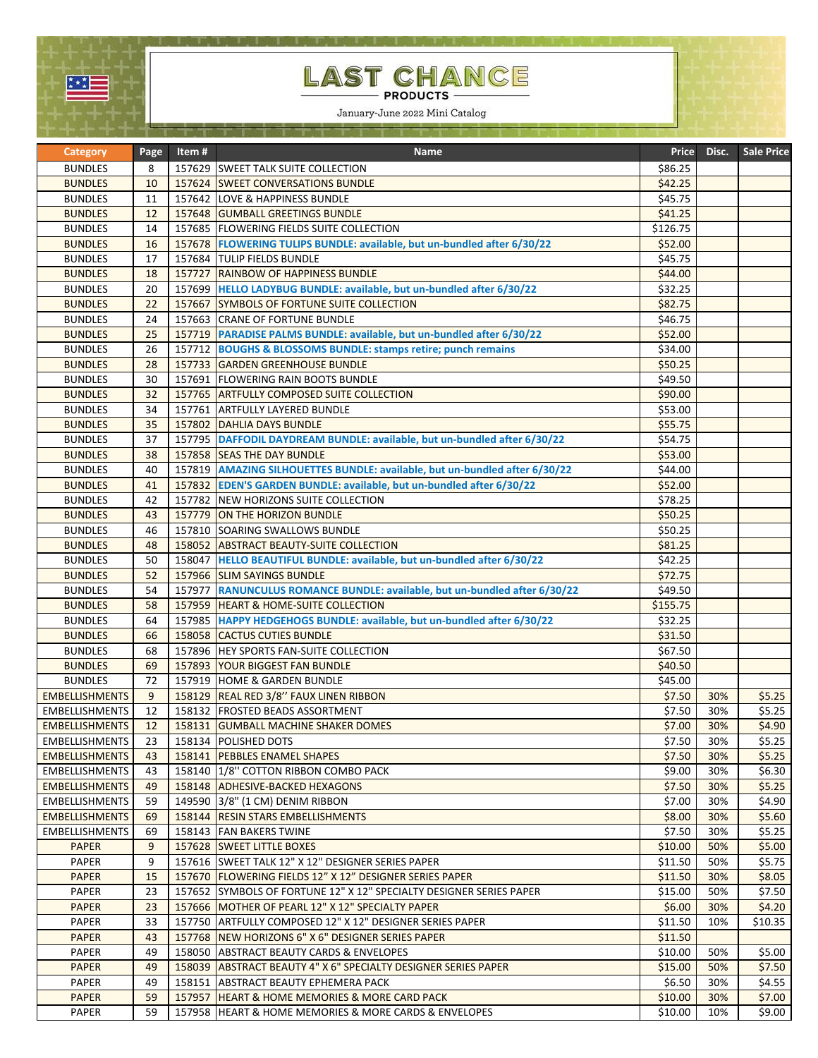# LAST CHANCE

**PRODUCTS**

January-June 2022 Mini Catalog

| Category | Page | Item # | Name | Price | Disc. | Sale Price |
|---|---|---|---|---|---|---|
| BUNDLES | 8 | 157629 | SWEET TALK SUITE COLLECTION | $86.25 | | |
| BUNDLES | 10 | 157624 | SWEET CONVERSATIONS BUNDLE | $42.25 | | |
| BUNDLES | 11 | 157642 | LOVE & HAPPINESS BUNDLE | $45.75 | | |
| BUNDLES | 12 | 157648 | GUMBALL GREETINGS BUNDLE | $41.25 | | |
| BUNDLES | 14 | 157685 | FLOWERING FIELDS SUITE COLLECTION | $126.75 | | |
| BUNDLES | 16 | 157678 | **FLOWERING TULIPS BUNDLE: available, but un-bundled after 6/30/22** | $52.00 | | |
| BUNDLES | 17 | 157684 | TULIP FIELDS BUNDLE | $45.75 | | |
| BUNDLES | 18 | 157727 | RAINBOW OF HAPPINESS BUNDLE | $44.00 | | |
| BUNDLES | 20 | 157699 | **HELLO LADYBUG BUNDLE: available, but un-bundled after 6/30/22** | $32.25 | | |
| BUNDLES | 22 | 157667 | SYMBOLS OF FORTUNE SUITE COLLECTION | $82.75 | | |
| BUNDLES | 24 | 157663 | CRANE OF FORTUNE BUNDLE | $46.75 | | |
| BUNDLES | 25 | 157719 | **PARADISE PALMS BUNDLE: available, but un-bundled after 6/30/22** | $52.00 | | |
| BUNDLES | 26 | 157712 | **BOUGHS & BLOSSOMS BUNDLE: stamps retire; punch remains** | $34.00 | | |
| BUNDLES | 28 | 157733 | GARDEN GREENHOUSE BUNDLE | $50.25 | | |
| BUNDLES | 30 | 157691 | FLOWERING RAIN BOOTS BUNDLE | $49.50 | | |
| BUNDLES | 32 | 157765 | ARTFULLY COMPOSED SUITE COLLECTION | $90.00 | | |
| BUNDLES | 34 | 157761 | ARTFULLY LAYERED BUNDLE | $53.00 | | |
| BUNDLES | 35 | 157802 | DAHLIA DAYS BUNDLE | $55.75 | | |
| BUNDLES | 37 | 157795 | **DAFFODIL DAYDREAM BUNDLE: available, but un-bundled after 6/30/22** | $54.75 | | |
| BUNDLES | 38 | 157858 | SEAS THE DAY BUNDLE | $53.00 | | |
| BUNDLES | 40 | 157819 | **AMAZING SILHOUETTES BUNDLE: available, but un-bundled after 6/30/22** | $44.00 | | |
| BUNDLES | 41 | 157832 | **EDEN'S GARDEN BUNDLE: available, but un-bundled after 6/30/22** | $52.00 | | |
| BUNDLES | 42 | 157782 | NEW HORIZONS SUITE COLLECTION | $78.25 | | |
| BUNDLES | 43 | 157779 | ON THE HORIZON BUNDLE | $50.25 | | |
| BUNDLES | 46 | 157810 | SOARING SWALLOWS BUNDLE | $50.25 | | |
| BUNDLES | 48 | 158052 | ABSTRACT BEAUTY-SUITE COLLECTION | $81.25 | | |
| BUNDLES | 50 | 158047 | **HELLO BEAUTIFUL BUNDLE: available, but un-bundled after 6/30/22** | $42.25 | | |
| BUNDLES | 52 | 157966 | SLIM SAYINGS BUNDLE | $72.75 | | |
| BUNDLES | 54 | 157977 | **RANUNCULUS ROMANCE BUNDLE: available, but un-bundled after 6/30/22** | $49.50 | | |
| BUNDLES | 58 | 157959 | HEART & HOME-SUITE COLLECTION | $155.75 | | |
| BUNDLES | 64 | 157985 | **HAPPY HEDGEHOGS BUNDLE: available, but un-bundled after 6/30/22** | $32.25 | | |
| BUNDLES | 66 | 158058 | CACTUS CUTIES BUNDLE | $31.50 | | |
| BUNDLES | 68 | 157896 | HEY SPORTS FAN-SUITE COLLECTION | $67.50 | | |
| BUNDLES | 69 | 157893 | YOUR BIGGEST FAN BUNDLE | $40.50 | | |
| BUNDLES | 72 | 157919 | HOME & GARDEN BUNDLE | $45.00 | | |
| EMBELLISHMENTS | 9 | 158129 | REAL RED 3/8'' FAUX LINEN RIBBON | $7.50 | 30% | $5.25 |
| EMBELLISHMENTS | 12 | 158132 | FROSTED BEADS ASSORTMENT | $7.50 | 30% | $5.25 |
| EMBELLISHMENTS | 12 | 158131 | GUMBALL MACHINE SHAKER DOMES | $7.00 | 30% | $4.90 |
| EMBELLISHMENTS | 23 | 158134 | POLISHED DOTS | $7.50 | 30% | $5.25 |
| EMBELLISHMENTS | 43 | 158141 | PEBBLES ENAMEL SHAPES | $7.50 | 30% | $5.25 |
| EMBELLISHMENTS | 43 | 158140 | 1/8'' COTTON RIBBON COMBO PACK | $9.00 | 30% | $6.30 |
| EMBELLISHMENTS | 49 | 158148 | ADHESIVE-BACKED HEXAGONS | $7.50 | 30% | $5.25 |
| EMBELLISHMENTS | 59 | 149590 | 3/8" (1 CM) DENIM RIBBON | $7.00 | 30% | $4.90 |
| EMBELLISHMENTS | 69 | 158144 | RESIN STARS EMBELLISHMENTS | $8.00 | 30% | $5.60 |
| EMBELLISHMENTS | 69 | 158143 | FAN BAKERS TWINE | $7.50 | 30% | $5.25 |
| PAPER | 9 | 157628 | SWEET LITTLE BOXES | $10.00 | 50% | $5.00 |
| PAPER | 9 | 157616 | SWEET TALK 12" X 12" DESIGNER SERIES PAPER | $11.50 | 50% | $5.75 |
| PAPER | 15 | 157670 | FLOWERING FIELDS 12" X 12" DESIGNER SERIES PAPER | $11.50 | 30% | $8.05 |
| PAPER | 23 | 157652 | SYMBOLS OF FORTUNE 12" X 12" SPECIALTY DESIGNER SERIES PAPER | $15.00 | 50% | $7.50 |
| PAPER | 23 | 157666 | MOTHER OF PEARL 12" X 12" SPECIALTY PAPER | $6.00 | 30% | $4.20 |
| PAPER | 33 | 157750 | ARTFULLY COMPOSED 12" X 12" DESIGNER SERIES PAPER | $11.50 | 10% | $10.35 |
| PAPER | 43 | 157768 | NEW HORIZONS 6" X 6" DESIGNER SERIES PAPER | $11.50 | | |
| PAPER | 49 | 158050 | ABSTRACT BEAUTY CARDS & ENVELOPES | $10.00 | 50% | $5.00 |
| PAPER | 49 | 158039 | ABSTRACT BEAUTY 4" X 6" SPECIALTY DESIGNER SERIES PAPER | $15.00 | 50% | $7.50 |
| PAPER | 49 | 158151 | ABSTRACT BEAUTY EPHEMERA PACK | $6.50 | 30% | $4.55 |
| PAPER | 59 | 157957 | HEART & HOME MEMORIES & MORE CARD PACK | $10.00 | 30% | $7.00 |
| PAPER | 59 | 157958 | HEART & HOME MEMORIES & MORE CARDS & ENVELOPES | $10.00 | 10% | $9.00 |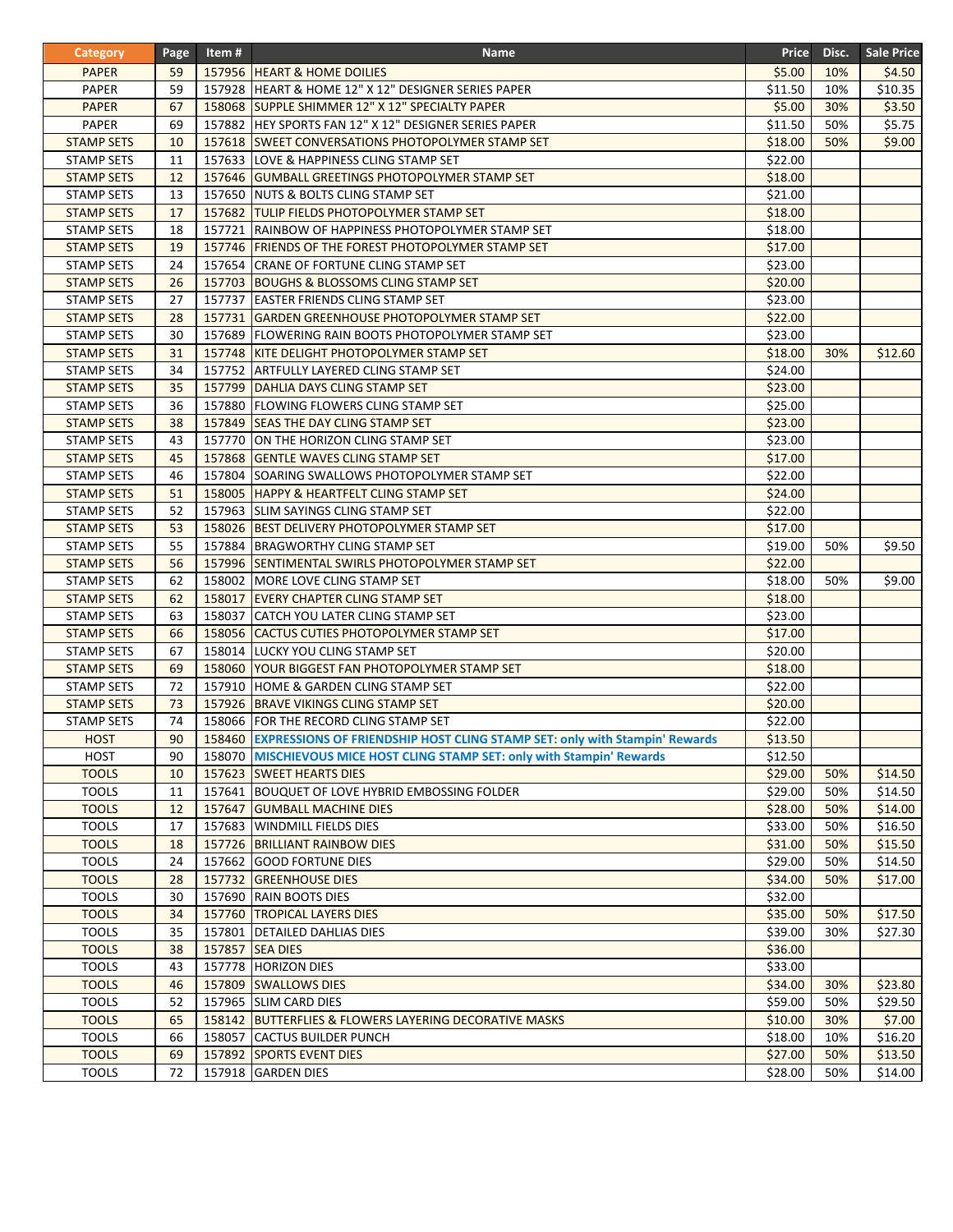| Category | Page | Item # | Name | Price | Disc. | Sale Price |
|---|---|---|---|---|---|---|
| PAPER | 59 | 157956 | HEART & HOME DOILIES | $5.00 | 10% | $4.50 |
| PAPER | 59 | 157928 | HEART & HOME 12" X 12" DESIGNER SERIES PAPER | $11.50 | 10% | $10.35 |
| PAPER | 67 | 158068 | SUPPLE SHIMMER 12" X 12" SPECIALTY PAPER | $5.00 | 30% | $3.50 |
| PAPER | 69 | 157882 | HEY SPORTS FAN 12" X 12" DESIGNER SERIES PAPER | $11.50 | 50% | $5.75 |
| STAMP SETS | 10 | 157618 | SWEET CONVERSATIONS PHOTOPOLYMER STAMP SET | $18.00 | 50% | $9.00 |
| STAMP SETS | 11 | 157633 | LOVE & HAPPINESS CLING STAMP SET | $22.00 | | |
| STAMP SETS | 12 | 157646 | GUMBALL GREETINGS PHOTOPOLYMER STAMP SET | $18.00 | | |
| STAMP SETS | 13 | 157650 | NUTS & BOLTS CLING STAMP SET | $21.00 | | |
| STAMP SETS | 17 | 157682 | TULIP FIELDS PHOTOPOLYMER STAMP SET | $18.00 | | |
| STAMP SETS | 18 | 157721 | RAINBOW OF HAPPINESS PHOTOPOLYMER STAMP SET | $18.00 | | |
| STAMP SETS | 19 | 157746 | FRIENDS OF THE FOREST PHOTOPOLYMER STAMP SET | $17.00 | | |
| STAMP SETS | 24 | 157654 | CRANE OF FORTUNE CLING STAMP SET | $23.00 | | |
| STAMP SETS | 26 | 157703 | BOUGHS & BLOSSOMS CLING STAMP SET | $20.00 | | |
| STAMP SETS | 27 | 157737 | EASTER FRIENDS CLING STAMP SET | $23.00 | | |
| STAMP SETS | 28 | 157731 | GARDEN GREENHOUSE PHOTOPOLYMER STAMP SET | $22.00 | | |
| STAMP SETS | 30 | 157689 | FLOWERING RAIN BOOTS PHOTOPOLYMER STAMP SET | $23.00 | | |
| STAMP SETS | 31 | 157748 | KITE DELIGHT PHOTOPOLYMER STAMP SET | $18.00 | 30% | $12.60 |
| STAMP SETS | 34 | 157752 | ARTFULLY LAYERED CLING STAMP SET | $24.00 | | |
| STAMP SETS | 35 | 157799 | DAHLIA DAYS CLING STAMP SET | $23.00 | | |
| STAMP SETS | 36 | 157880 | FLOWING FLOWERS CLING STAMP SET | $25.00 | | |
| STAMP SETS | 38 | 157849 | SEAS THE DAY CLING STAMP SET | $23.00 | | |
| STAMP SETS | 43 | 157770 | ON THE HORIZON CLING STAMP SET | $23.00 | | |
| STAMP SETS | 45 | 157868 | GENTLE WAVES CLING STAMP SET | $17.00 | | |
| STAMP SETS | 46 | 157804 | SOARING SWALLOWS PHOTOPOLYMER STAMP SET | $22.00 | | |
| STAMP SETS | 51 | 158005 | HAPPY & HEARTFELT CLING STAMP SET | $24.00 | | |
| STAMP SETS | 52 | 157963 | SLIM SAYINGS CLING STAMP SET | $22.00 | | |
| STAMP SETS | 53 | 158026 | BEST DELIVERY PHOTOPOLYMER STAMP SET | $17.00 | | |
| STAMP SETS | 55 | 157884 | BRAGWORTHY CLING STAMP SET | $19.00 | 50% | $9.50 |
| STAMP SETS | 56 | 157996 | SENTIMENTAL SWIRLS PHOTOPOLYMER STAMP SET | $22.00 | | |
| STAMP SETS | 62 | 158002 | MORE LOVE CLING STAMP SET | $18.00 | 50% | $9.00 |
| STAMP SETS | 62 | 158017 | EVERY CHAPTER CLING STAMP SET | $18.00 | | |
| STAMP SETS | 63 | 158037 | CATCH YOU LATER CLING STAMP SET | $23.00 | | |
| STAMP SETS | 66 | 158056 | CACTUS CUTIES PHOTOPOLYMER STAMP SET | $17.00 | | |
| STAMP SETS | 67 | 158014 | LUCKY YOU CLING STAMP SET | $20.00 | | |
| STAMP SETS | 69 | 158060 | YOUR BIGGEST FAN PHOTOPOLYMER STAMP SET | $18.00 | | |
| STAMP SETS | 72 | 157910 | HOME & GARDEN CLING STAMP SET | $22.00 | | |
| STAMP SETS | 73 | 157926 | BRAVE VIKINGS CLING STAMP SET | $20.00 | | |
| STAMP SETS | 74 | 158066 | FOR THE RECORD CLING STAMP SET | $22.00 | | |
| HOST | 90 | 158460 | **EXPRESSIONS OF FRIENDSHIP HOST CLING STAMP SET: only with Stampin' Rewards** | $13.50 | | |
| HOST | 90 | 158070 | **MISCHIEVOUS MICE HOST CLING STAMP SET: only with Stampin' Rewards** | $12.50 | | |
| TOOLS | 10 | 157623 | SWEET HEARTS DIES | $29.00 | 50% | $14.50 |
| TOOLS | 11 | 157641 | BOUQUET OF LOVE HYBRID EMBOSSING FOLDER | $29.00 | 50% | $14.50 |
| TOOLS | 12 | 157647 | GUMBALL MACHINE DIES | $28.00 | 50% | $14.00 |
| TOOLS | 17 | 157683 | WINDMILL FIELDS DIES | $33.00 | 50% | $16.50 |
| TOOLS | 18 | 157726 | BRILLIANT RAINBOW DIES | $31.00 | 50% | $15.50 |
| TOOLS | 24 | 157662 | GOOD FORTUNE DIES | $29.00 | 50% | $14.50 |
| TOOLS | 28 | 157732 | GREENHOUSE DIES | $34.00 | 50% | $17.00 |
| TOOLS | 30 | 157690 | RAIN BOOTS DIES | $32.00 | | |
| TOOLS | 34 | 157760 | TROPICAL LAYERS DIES | $35.00 | 50% | $17.50 |
| TOOLS | 35 | 157801 | DETAILED DAHLIAS DIES | $39.00 | 30% | $27.30 |
| TOOLS | 38 | 157857 | SEA DIES | $36.00 | | |
| TOOLS | 43 | 157778 | HORIZON DIES | $33.00 | | |
| TOOLS | 46 | 157809 | SWALLOWS DIES | $34.00 | 30% | $23.80 |
| TOOLS | 52 | 157965 | SLIM CARD DIES | $59.00 | 50% | $29.50 |
| TOOLS | 65 | 158142 | BUTTERFLIES & FLOWERS LAYERING DECORATIVE MASKS | $10.00 | 30% | $7.00 |
| TOOLS | 66 | 158057 | CACTUS BUILDER PUNCH | $18.00 | 10% | $16.20 |
| TOOLS | 69 | 157892 | SPORTS EVENT DIES | $27.00 | 50% | $13.50 |
| TOOLS | 72 | 157918 | GARDEN DIES | $28.00 | 50% | $14.00 |